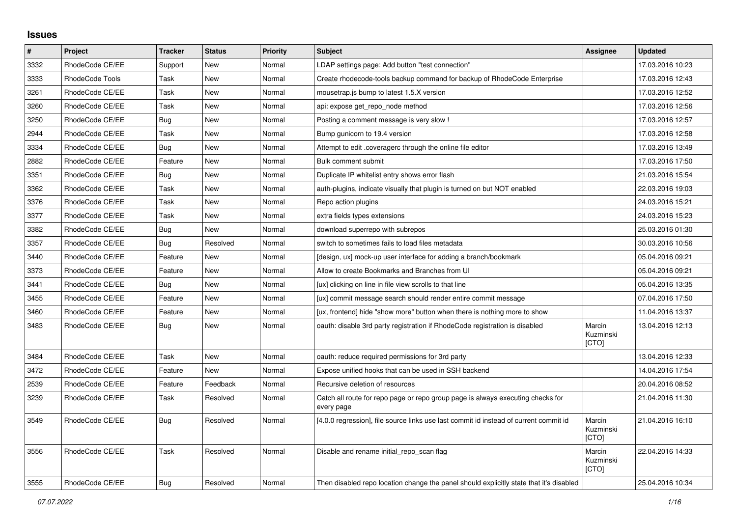## Issues

| # | Project | Tracker | Status | Priority | Subject | Assignee | Updated |
|---|---|---|---|---|---|---|---|
| 3332 | RhodeCode CE/EE | Support | New | Normal | LDAP settings page: Add button "test connection" | | 17.03.2016 10:23 |
| 3333 | RhodeCode Tools | Task | New | Normal | Create rhodecode-tools backup command for backup of RhodeCode Enterprise | | 17.03.2016 12:43 |
| 3261 | RhodeCode CE/EE | Task | New | Normal | mousetrap.js bump to latest 1.5.X version | | 17.03.2016 12:52 |
| 3260 | RhodeCode CE/EE | Task | New | Normal | api: expose get_repo_node method | | 17.03.2016 12:56 |
| 3250 | RhodeCode CE/EE | Bug | New | Normal | Posting a comment message is very slow ! | | 17.03.2016 12:57 |
| 2944 | RhodeCode CE/EE | Task | New | Normal | Bump gunicorn to 19.4 version | | 17.03.2016 12:58 |
| 3334 | RhodeCode CE/EE | Bug | New | Normal | Attempt to edit .coveragerc through the online file editor | | 17.03.2016 13:49 |
| 2882 | RhodeCode CE/EE | Feature | New | Normal | Bulk comment submit | | 17.03.2016 17:50 |
| 3351 | RhodeCode CE/EE | Bug | New | Normal | Duplicate IP whitelist entry shows error flash | | 21.03.2016 15:54 |
| 3362 | RhodeCode CE/EE | Task | New | Normal | auth-plugins, indicate visually that plugin is turned on but NOT enabled | | 22.03.2016 19:03 |
| 3376 | RhodeCode CE/EE | Task | New | Normal | Repo action plugins | | 24.03.2016 15:21 |
| 3377 | RhodeCode CE/EE | Task | New | Normal | extra fields types extensions | | 24.03.2016 15:23 |
| 3382 | RhodeCode CE/EE | Bug | New | Normal | download superrepo with subrepos | | 25.03.2016 01:30 |
| 3357 | RhodeCode CE/EE | Bug | Resolved | Normal | switch to sometimes fails to load files metadata | | 30.03.2016 10:56 |
| 3440 | RhodeCode CE/EE | Feature | New | Normal | [design, ux] mock-up user interface for adding a branch/bookmark | | 05.04.2016 09:21 |
| 3373 | RhodeCode CE/EE | Feature | New | Normal | Allow to create Bookmarks and Branches from UI | | 05.04.2016 09:21 |
| 3441 | RhodeCode CE/EE | Bug | New | Normal | [ux] clicking on line in file view scrolls to that line | | 05.04.2016 13:35 |
| 3455 | RhodeCode CE/EE | Feature | New | Normal | [ux] commit message search should render entire commit message | | 07.04.2016 17:50 |
| 3460 | RhodeCode CE/EE | Feature | New | Normal | [ux, frontend] hide "show more" button when there is nothing more to show | | 11.04.2016 13:37 |
| 3483 | RhodeCode CE/EE | Bug | New | Normal | oauth: disable 3rd party registration if RhodeCode registration is disabled | Marcin Kuzminski [CTO] | 13.04.2016 12:13 |
| 3484 | RhodeCode CE/EE | Task | New | Normal | oauth: reduce required permissions for 3rd party | | 13.04.2016 12:33 |
| 3472 | RhodeCode CE/EE | Feature | New | Normal | Expose unified hooks that can be used in SSH backend | | 14.04.2016 17:54 |
| 2539 | RhodeCode CE/EE | Feature | Feedback | Normal | Recursive deletion of resources | | 20.04.2016 08:52 |
| 3239 | RhodeCode CE/EE | Task | Resolved | Normal | Catch all route for repo page or repo group page is always executing checks for every page | | 21.04.2016 11:30 |
| 3549 | RhodeCode CE/EE | Bug | Resolved | Normal | [4.0.0 regression], file source links use last commit id instead of current commit id | Marcin Kuzminski [CTO] | 21.04.2016 16:10 |
| 3556 | RhodeCode CE/EE | Task | Resolved | Normal | Disable and rename initial_repo_scan flag | Marcin Kuzminski [CTO] | 22.04.2016 14:33 |
| 3555 | RhodeCode CE/EE | Bug | Resolved | Normal | Then disabled repo location change the panel should explicitly state that it's disabled | | 25.04.2016 10:34 |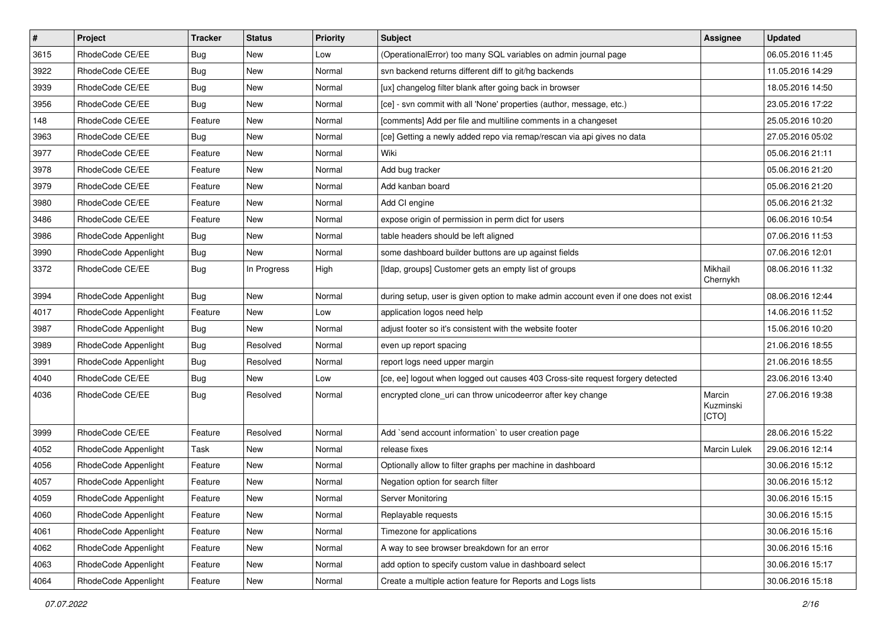| # | Project | Tracker | Status | Priority | Subject | Assignee | Updated |
|---|---|---|---|---|---|---|---|
| 3615 | RhodeCode CE/EE | Bug | New | Low | (OperationalError) too many SQL variables on admin journal page | | 06.05.2016 11:45 |
| 3922 | RhodeCode CE/EE | Bug | New | Normal | svn backend returns different diff to git/hg backends | | 11.05.2016 14:29 |
| 3939 | RhodeCode CE/EE | Bug | New | Normal | [ux] changelog filter blank after going back in browser | | 18.05.2016 14:50 |
| 3956 | RhodeCode CE/EE | Bug | New | Normal | [ce] - svn commit with all 'None' properties (author, message, etc.) | | 23.05.2016 17:22 |
| 148 | RhodeCode CE/EE | Feature | New | Normal | [comments] Add per file and multiline comments in a changeset | | 25.05.2016 10:20 |
| 3963 | RhodeCode CE/EE | Bug | New | Normal | [ce] Getting a newly added repo via remap/rescan via api gives no data | | 27.05.2016 05:02 |
| 3977 | RhodeCode CE/EE | Feature | New | Normal | Wiki | | 05.06.2016 21:11 |
| 3978 | RhodeCode CE/EE | Feature | New | Normal | Add bug tracker | | 05.06.2016 21:20 |
| 3979 | RhodeCode CE/EE | Feature | New | Normal | Add kanban board | | 05.06.2016 21:20 |
| 3980 | RhodeCode CE/EE | Feature | New | Normal | Add CI engine | | 05.06.2016 21:32 |
| 3486 | RhodeCode CE/EE | Feature | New | Normal | expose origin of permission in perm dict for users | | 06.06.2016 10:54 |
| 3986 | RhodeCode Appenlight | Bug | New | Normal | table headers should be left aligned | | 07.06.2016 11:53 |
| 3990 | RhodeCode Appenlight | Bug | New | Normal | some dashboard builder buttons are up against fields | | 07.06.2016 12:01 |
| 3372 | RhodeCode CE/EE | Bug | In Progress | High | [ldap, groups] Customer gets an empty list of groups | Mikhail Chernykh | 08.06.2016 11:32 |
| 3994 | RhodeCode Appenlight | Bug | New | Normal | during setup, user is given option to make admin account even if one does not exist | | 08.06.2016 12:44 |
| 4017 | RhodeCode Appenlight | Feature | New | Low | application logos need help | | 14.06.2016 11:52 |
| 3987 | RhodeCode Appenlight | Bug | New | Normal | adjust footer so it's consistent with the website footer | | 15.06.2016 10:20 |
| 3989 | RhodeCode Appenlight | Bug | Resolved | Normal | even up report spacing | | 21.06.2016 18:55 |
| 3991 | RhodeCode Appenlight | Bug | Resolved | Normal | report logs need upper margin | | 21.06.2016 18:55 |
| 4040 | RhodeCode CE/EE | Bug | New | Low | [ce, ee] logout when logged out causes 403 Cross-site request forgery detected | | 23.06.2016 13:40 |
| 4036 | RhodeCode CE/EE | Bug | Resolved | Normal | encrypted clone_uri can throw unicodeerror after key change | Marcin Kuzminski [CTO] | 27.06.2016 19:38 |
| 3999 | RhodeCode CE/EE | Feature | Resolved | Normal | Add `send account information` to user creation page | | 28.06.2016 15:22 |
| 4052 | RhodeCode Appenlight | Task | New | Normal | release fixes | Marcin Lulek | 29.06.2016 12:14 |
| 4056 | RhodeCode Appenlight | Feature | New | Normal | Optionally allow to filter graphs per machine in dashboard | | 30.06.2016 15:12 |
| 4057 | RhodeCode Appenlight | Feature | New | Normal | Negation option for search filter | | 30.06.2016 15:12 |
| 4059 | RhodeCode Appenlight | Feature | New | Normal | Server Monitoring | | 30.06.2016 15:15 |
| 4060 | RhodeCode Appenlight | Feature | New | Normal | Replayable requests | | 30.06.2016 15:15 |
| 4061 | RhodeCode Appenlight | Feature | New | Normal | Timezone for applications | | 30.06.2016 15:16 |
| 4062 | RhodeCode Appenlight | Feature | New | Normal | A way to see browser breakdown for an error | | 30.06.2016 15:16 |
| 4063 | RhodeCode Appenlight | Feature | New | Normal | add option to specify custom value in dashboard select | | 30.06.2016 15:17 |
| 4064 | RhodeCode Appenlight | Feature | New | Normal | Create a multiple action feature for Reports and Logs lists | | 30.06.2016 15:18 |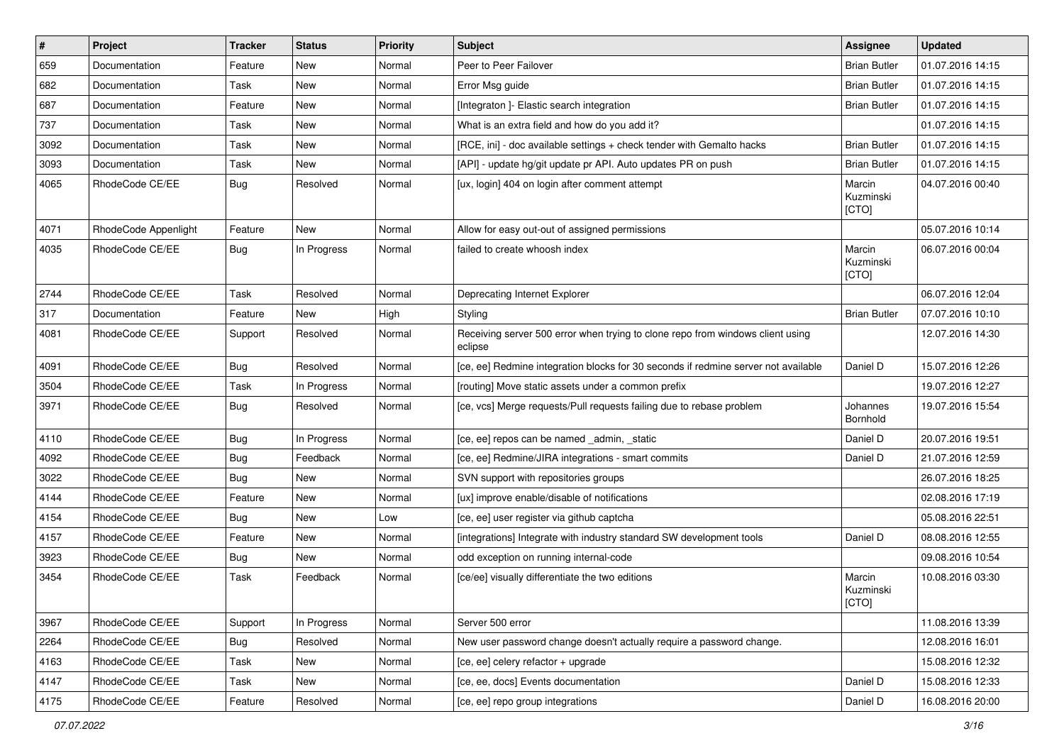| # | Project | Tracker | Status | Priority | Subject | Assignee | Updated |
|---|---|---|---|---|---|---|---|
| 659 | Documentation | Feature | New | Normal | Peer to Peer Failover | Brian Butler | 01.07.2016 14:15 |
| 682 | Documentation | Task | New | Normal | Error Msg guide | Brian Butler | 01.07.2016 14:15 |
| 687 | Documentation | Feature | New | Normal | [Integraton ]- Elastic search integration | Brian Butler | 01.07.2016 14:15 |
| 737 | Documentation | Task | New | Normal | What is an extra field and how do you add it? | | 01.07.2016 14:15 |
| 3092 | Documentation | Task | New | Normal | [RCE, ini] - doc available settings + check tender with Gemalto hacks | Brian Butler | 01.07.2016 14:15 |
| 3093 | Documentation | Task | New | Normal | [API] - update hg/git update pr API. Auto updates PR on push | Brian Butler | 01.07.2016 14:15 |
| 4065 | RhodeCode CE/EE | Bug | Resolved | Normal | [ux, login] 404 on login after comment attempt | Marcin Kuzminski [CTO] | 04.07.2016 00:40 |
| 4071 | RhodeCode Appenlight | Feature | New | Normal | Allow for easy out-out of assigned permissions | | 05.07.2016 10:14 |
| 4035 | RhodeCode CE/EE | Bug | In Progress | Normal | failed to create whoosh index | Marcin Kuzminski [CTO] | 06.07.2016 00:04 |
| 2744 | RhodeCode CE/EE | Task | Resolved | Normal | Deprecating Internet Explorer | | 06.07.2016 12:04 |
| 317 | Documentation | Feature | New | High | Styling | Brian Butler | 07.07.2016 10:10 |
| 4081 | RhodeCode CE/EE | Support | Resolved | Normal | Receiving server 500 error when trying to clone repo from windows client using eclipse | | 12.07.2016 14:30 |
| 4091 | RhodeCode CE/EE | Bug | Resolved | Normal | [ce, ee] Redmine integration blocks for 30 seconds if redmine server not available | Daniel D | 15.07.2016 12:26 |
| 3504 | RhodeCode CE/EE | Task | In Progress | Normal | [routing] Move static assets under a common prefix | | 19.07.2016 12:27 |
| 3971 | RhodeCode CE/EE | Bug | Resolved | Normal | [ce, vcs] Merge requests/Pull requests failing due to rebase problem | Johannes Bornhold | 19.07.2016 15:54 |
| 4110 | RhodeCode CE/EE | Bug | In Progress | Normal | [ce, ee] repos can be named _admin, _static | Daniel D | 20.07.2016 19:51 |
| 4092 | RhodeCode CE/EE | Bug | Feedback | Normal | [ce, ee] Redmine/JIRA integrations - smart commits | Daniel D | 21.07.2016 12:59 |
| 3022 | RhodeCode CE/EE | Bug | New | Normal | SVN support with repositories groups | | 26.07.2016 18:25 |
| 4144 | RhodeCode CE/EE | Feature | New | Normal | [ux] improve enable/disable of notifications | | 02.08.2016 17:19 |
| 4154 | RhodeCode CE/EE | Bug | New | Low | [ce, ee] user register via github captcha | | 05.08.2016 22:51 |
| 4157 | RhodeCode CE/EE | Feature | New | Normal | [integrations] Integrate with industry standard SW development tools | Daniel D | 08.08.2016 12:55 |
| 3923 | RhodeCode CE/EE | Bug | New | Normal | odd exception on running internal-code | | 09.08.2016 10:54 |
| 3454 | RhodeCode CE/EE | Task | Feedback | Normal | [ce/ee] visually differentiate the two editions | Marcin Kuzminski [CTO] | 10.08.2016 03:30 |
| 3967 | RhodeCode CE/EE | Support | In Progress | Normal | Server 500 error | | 11.08.2016 13:39 |
| 2264 | RhodeCode CE/EE | Bug | Resolved | Normal | New user password change doesn't actually require a password change. | | 12.08.2016 16:01 |
| 4163 | RhodeCode CE/EE | Task | New | Normal | [ce, ee] celery refactor + upgrade | | 15.08.2016 12:32 |
| 4147 | RhodeCode CE/EE | Task | New | Normal | [ce, ee, docs] Events documentation | Daniel D | 15.08.2016 12:33 |
| 4175 | RhodeCode CE/EE | Feature | Resolved | Normal | [ce, ee] repo group integrations | Daniel D | 16.08.2016 20:00 |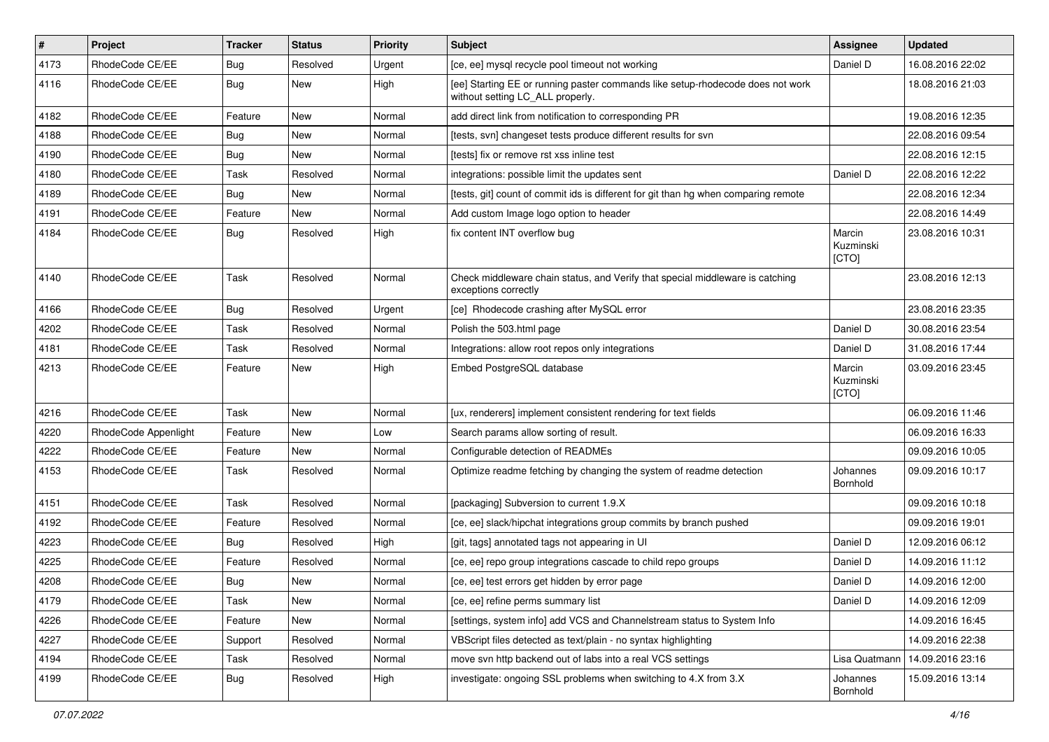| # | Project | Tracker | Status | Priority | Subject | Assignee | Updated |
| --- | --- | --- | --- | --- | --- | --- | --- |
| 4173 | RhodeCode CE/EE | Bug | Resolved | Urgent | [ce, ee] mysql recycle pool timeout not working | Daniel D | 16.08.2016 22:02 |
| 4116 | RhodeCode CE/EE | Bug | New | High | [ee] Starting EE or running paster commands like setup-rhodecode does not work without setting LC_ALL properly. | | 18.08.2016 21:03 |
| 4182 | RhodeCode CE/EE | Feature | New | Normal | add direct link from notification to corresponding PR | | 19.08.2016 12:35 |
| 4188 | RhodeCode CE/EE | Bug | New | Normal | [tests, svn] changeset tests produce different results for svn | | 22.08.2016 09:54 |
| 4190 | RhodeCode CE/EE | Bug | New | Normal | [tests] fix or remove rst xss inline test | | 22.08.2016 12:15 |
| 4180 | RhodeCode CE/EE | Task | Resolved | Normal | integrations: possible limit the updates sent | Daniel D | 22.08.2016 12:22 |
| 4189 | RhodeCode CE/EE | Bug | New | Normal | [tests, git] count of commit ids is different for git than hg when comparing remote | | 22.08.2016 12:34 |
| 4191 | RhodeCode CE/EE | Feature | New | Normal | Add custom Image logo option to header | | 22.08.2016 14:49 |
| 4184 | RhodeCode CE/EE | Bug | Resolved | High | fix content INT overflow bug | Marcin Kuzminski [CTO] | 23.08.2016 10:31 |
| 4140 | RhodeCode CE/EE | Task | Resolved | Normal | Check middleware chain status, and Verify that special middleware is catching exceptions correctly | | 23.08.2016 12:13 |
| 4166 | RhodeCode CE/EE | Bug | Resolved | Urgent | [ce] Rhodecode crashing after MySQL error | | 23.08.2016 23:35 |
| 4202 | RhodeCode CE/EE | Task | Resolved | Normal | Polish the 503.html page | Daniel D | 30.08.2016 23:54 |
| 4181 | RhodeCode CE/EE | Task | Resolved | Normal | Integrations: allow root repos only integrations | Daniel D | 31.08.2016 17:44 |
| 4213 | RhodeCode CE/EE | Feature | New | High | Embed PostgreSQL database | Marcin Kuzminski [CTO] | 03.09.2016 23:45 |
| 4216 | RhodeCode CE/EE | Task | New | Normal | [ux, renderers] implement consistent rendering for text fields | | 06.09.2016 11:46 |
| 4220 | RhodeCode Appenlight | Feature | New | Low | Search params allow sorting of result. | | 06.09.2016 16:33 |
| 4222 | RhodeCode CE/EE | Feature | New | Normal | Configurable detection of READMEs | | 09.09.2016 10:05 |
| 4153 | RhodeCode CE/EE | Task | Resolved | Normal | Optimize readme fetching by changing the system of readme detection | Johannes Bornhold | 09.09.2016 10:17 |
| 4151 | RhodeCode CE/EE | Task | Resolved | Normal | [packaging] Subversion to current 1.9.X | | 09.09.2016 10:18 |
| 4192 | RhodeCode CE/EE | Feature | Resolved | Normal | [ce, ee] slack/hipchat integrations group commits by branch pushed | | 09.09.2016 19:01 |
| 4223 | RhodeCode CE/EE | Bug | Resolved | High | [git, tags] annotated tags not appearing in UI | Daniel D | 12.09.2016 06:12 |
| 4225 | RhodeCode CE/EE | Feature | Resolved | Normal | [ce, ee] repo group integrations cascade to child repo groups | Daniel D | 14.09.2016 11:12 |
| 4208 | RhodeCode CE/EE | Bug | New | Normal | [ce, ee] test errors get hidden by error page | Daniel D | 14.09.2016 12:00 |
| 4179 | RhodeCode CE/EE | Task | New | Normal | [ce, ee] refine perms summary list | Daniel D | 14.09.2016 12:09 |
| 4226 | RhodeCode CE/EE | Feature | New | Normal | [settings, system info] add VCS and Channelstream status to System Info | | 14.09.2016 16:45 |
| 4227 | RhodeCode CE/EE | Support | Resolved | Normal | VBScript files detected as text/plain - no syntax highlighting | | 14.09.2016 22:38 |
| 4194 | RhodeCode CE/EE | Task | Resolved | Normal | move svn http backend out of labs into a real VCS settings | Lisa Quatmann | 14.09.2016 23:16 |
| 4199 | RhodeCode CE/EE | Bug | Resolved | High | investigate: ongoing SSL problems when switching to 4.X from 3.X | Johannes Bornhold | 15.09.2016 13:14 |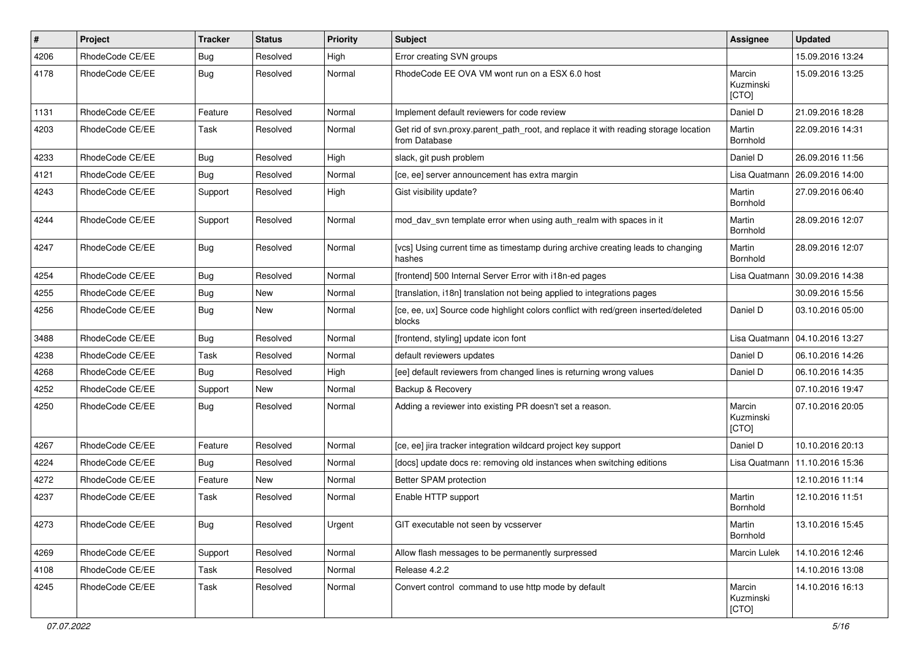| # | Project | Tracker | Status | Priority | Subject | Assignee | Updated |
|---|---|---|---|---|---|---|---|
| 4206 | RhodeCode CE/EE | Bug | Resolved | High | Error creating SVN groups | | 15.09.2016 13:24 |
| 4178 | RhodeCode CE/EE | Bug | Resolved | Normal | RhodeCode EE OVA VM wont run on a ESX 6.0 host | Marcin Kuzminski [CTO] | 15.09.2016 13:25 |
| 1131 | RhodeCode CE/EE | Feature | Resolved | Normal | Implement default reviewers for code review | Daniel D | 21.09.2016 18:28 |
| 4203 | RhodeCode CE/EE | Task | Resolved | Normal | Get rid of svn.proxy.parent_path_root, and replace it with reading storage location from Database | Martin Bornhold | 22.09.2016 14:31 |
| 4233 | RhodeCode CE/EE | Bug | Resolved | High | slack, git push problem | Daniel D | 26.09.2016 11:56 |
| 4121 | RhodeCode CE/EE | Bug | Resolved | Normal | [ce, ee] server announcement has extra margin | Lisa Quatmann | 26.09.2016 14:00 |
| 4243 | RhodeCode CE/EE | Support | Resolved | High | Gist visibility update? | Martin Bornhold | 27.09.2016 06:40 |
| 4244 | RhodeCode CE/EE | Support | Resolved | Normal | mod_dav_svn template error when using auth_realm with spaces in it | Martin Bornhold | 28.09.2016 12:07 |
| 4247 | RhodeCode CE/EE | Bug | Resolved | Normal | [vcs] Using current time as timestamp during archive creating leads to changing hashes | Martin Bornhold | 28.09.2016 12:07 |
| 4254 | RhodeCode CE/EE | Bug | Resolved | Normal | [frontend] 500 Internal Server Error with i18n-ed pages | Lisa Quatmann | 30.09.2016 14:38 |
| 4255 | RhodeCode CE/EE | Bug | New | Normal | [translation, i18n] translation not being applied to integrations pages | | 30.09.2016 15:56 |
| 4256 | RhodeCode CE/EE | Bug | New | Normal | [ce, ee, ux] Source code highlight colors conflict with red/green inserted/deleted blocks | Daniel D | 03.10.2016 05:00 |
| 3488 | RhodeCode CE/EE | Bug | Resolved | Normal | [frontend, styling] update icon font | Lisa Quatmann | 04.10.2016 13:27 |
| 4238 | RhodeCode CE/EE | Task | Resolved | Normal | default reviewers updates | Daniel D | 06.10.2016 14:26 |
| 4268 | RhodeCode CE/EE | Bug | Resolved | High | [ee] default reviewers from changed lines is returning wrong values | Daniel D | 06.10.2016 14:35 |
| 4252 | RhodeCode CE/EE | Support | New | Normal | Backup & Recovery | | 07.10.2016 19:47 |
| 4250 | RhodeCode CE/EE | Bug | Resolved | Normal | Adding a reviewer into existing PR doesn't set a reason. | Marcin Kuzminski [CTO] | 07.10.2016 20:05 |
| 4267 | RhodeCode CE/EE | Feature | Resolved | Normal | [ce, ee] jira tracker integration wildcard project key support | Daniel D | 10.10.2016 20:13 |
| 4224 | RhodeCode CE/EE | Bug | Resolved | Normal | [docs] update docs re: removing old instances when switching editions | Lisa Quatmann | 11.10.2016 15:36 |
| 4272 | RhodeCode CE/EE | Feature | New | Normal | Better SPAM protection | | 12.10.2016 11:14 |
| 4237 | RhodeCode CE/EE | Task | Resolved | Normal | Enable HTTP support | Martin Bornhold | 12.10.2016 11:51 |
| 4273 | RhodeCode CE/EE | Bug | Resolved | Urgent | GIT executable not seen by vcsserver | Martin Bornhold | 13.10.2016 15:45 |
| 4269 | RhodeCode CE/EE | Support | Resolved | Normal | Allow flash messages to be permanently surpressed | Marcin Lulek | 14.10.2016 12:46 |
| 4108 | RhodeCode CE/EE | Task | Resolved | Normal | Release 4.2.2 | | 14.10.2016 13:08 |
| 4245 | RhodeCode CE/EE | Task | Resolved | Normal | Convert control command to use http mode by default | Marcin Kuzminski [CTO] | 14.10.2016 16:13 |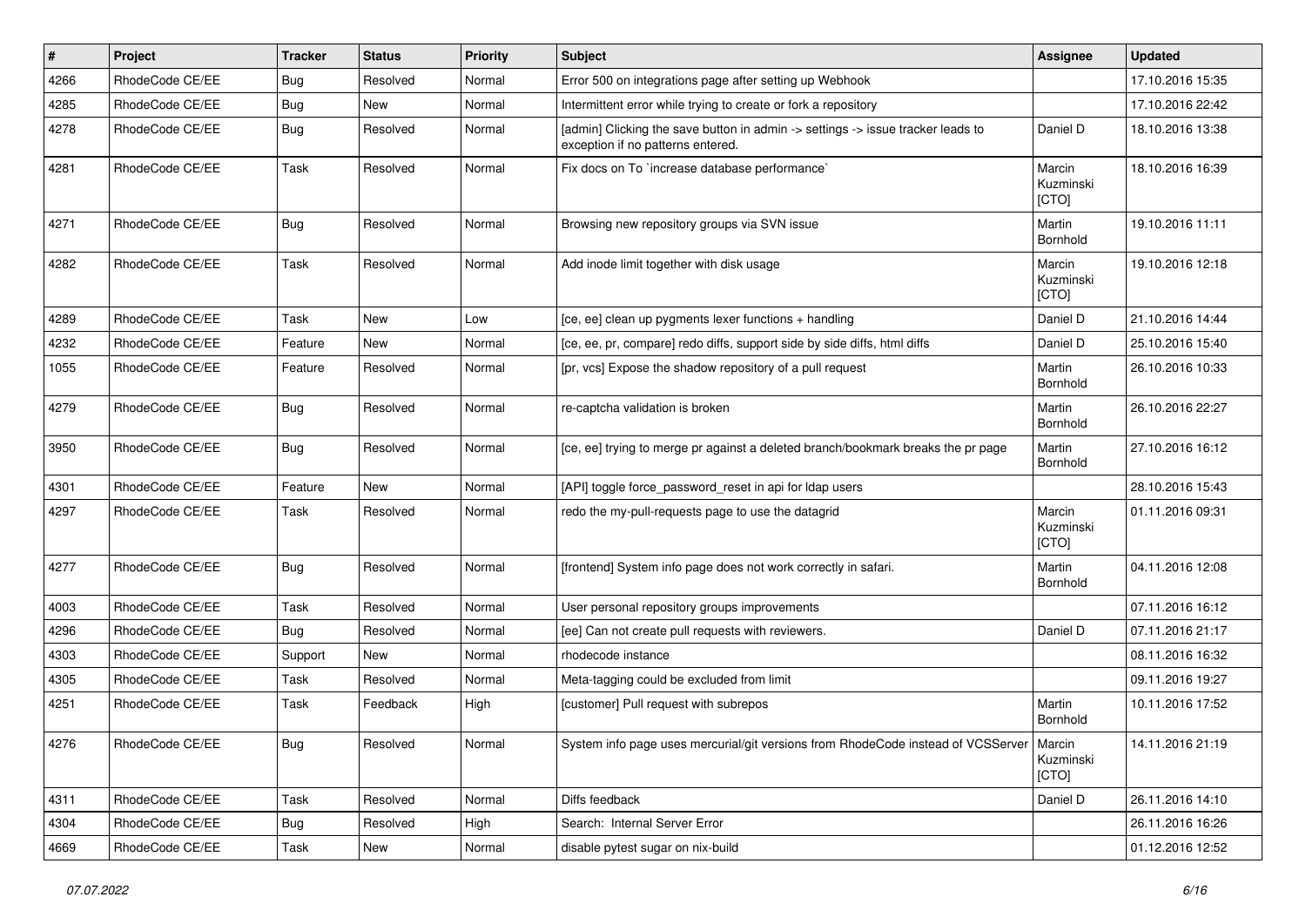| # | Project | Tracker | Status | Priority | Subject | Assignee | Updated |
|---|---|---|---|---|---|---|---|
| 4266 | RhodeCode CE/EE | Bug | Resolved | Normal | Error 500 on integrations page after setting up Webhook | | 17.10.2016 15:35 |
| 4285 | RhodeCode CE/EE | Bug | New | Normal | Intermittent error while trying to create or fork a repository | | 17.10.2016 22:42 |
| 4278 | RhodeCode CE/EE | Bug | Resolved | Normal | [admin] Clicking the save button in admin -> settings -> issue tracker leads to exception if no patterns entered. | Daniel D | 18.10.2016 13:38 |
| 4281 | RhodeCode CE/EE | Task | Resolved | Normal | Fix docs on To `increase database performance` | Marcin Kuzminski [CTO] | 18.10.2016 16:39 |
| 4271 | RhodeCode CE/EE | Bug | Resolved | Normal | Browsing new repository groups via SVN issue | Martin Bornhold | 19.10.2016 11:11 |
| 4282 | RhodeCode CE/EE | Task | Resolved | Normal | Add inode limit together with disk usage | Marcin Kuzminski [CTO] | 19.10.2016 12:18 |
| 4289 | RhodeCode CE/EE | Task | New | Low | [ce, ee] clean up pygments lexer functions + handling | Daniel D | 21.10.2016 14:44 |
| 4232 | RhodeCode CE/EE | Feature | New | Normal | [ce, ee, pr, compare] redo diffs, support side by side diffs, html diffs | Daniel D | 25.10.2016 15:40 |
| 1055 | RhodeCode CE/EE | Feature | Resolved | Normal | [pr, vcs] Expose the shadow repository of a pull request | Martin Bornhold | 26.10.2016 10:33 |
| 4279 | RhodeCode CE/EE | Bug | Resolved | Normal | re-captcha validation is broken | Martin Bornhold | 26.10.2016 22:27 |
| 3950 | RhodeCode CE/EE | Bug | Resolved | Normal | [ce, ee] trying to merge pr against a deleted branch/bookmark breaks the pr page | Martin Bornhold | 27.10.2016 16:12 |
| 4301 | RhodeCode CE/EE | Feature | New | Normal | [API] toggle force_password_reset in api for ldap users | | 28.10.2016 15:43 |
| 4297 | RhodeCode CE/EE | Task | Resolved | Normal | redo the my-pull-requests page to use the datagrid | Marcin Kuzminski [CTO] | 01.11.2016 09:31 |
| 4277 | RhodeCode CE/EE | Bug | Resolved | Normal | [frontend] System info page does not work correctly in safari. | Martin Bornhold | 04.11.2016 12:08 |
| 4003 | RhodeCode CE/EE | Task | Resolved | Normal | User personal repository groups improvements | | 07.11.2016 16:12 |
| 4296 | RhodeCode CE/EE | Bug | Resolved | Normal | [ee] Can not create pull requests with reviewers. | Daniel D | 07.11.2016 21:17 |
| 4303 | RhodeCode CE/EE | Support | New | Normal | rhodecode instance | | 08.11.2016 16:32 |
| 4305 | RhodeCode CE/EE | Task | Resolved | Normal | Meta-tagging could be excluded from limit | | 09.11.2016 19:27 |
| 4251 | RhodeCode CE/EE | Task | Feedback | High | [customer] Pull request with subrepos | Martin Bornhold | 10.11.2016 17:52 |
| 4276 | RhodeCode CE/EE | Bug | Resolved | Normal | System info page uses mercurial/git versions from RhodeCode instead of VCSServer | Marcin Kuzminski [CTO] | 14.11.2016 21:19 |
| 4311 | RhodeCode CE/EE | Task | Resolved | Normal | Diffs feedback | Daniel D | 26.11.2016 14:10 |
| 4304 | RhodeCode CE/EE | Bug | Resolved | High | Search: Internal Server Error | | 26.11.2016 16:26 |
| 4669 | RhodeCode CE/EE | Task | New | Normal | disable pytest sugar on nix-build | | 01.12.2016 12:52 |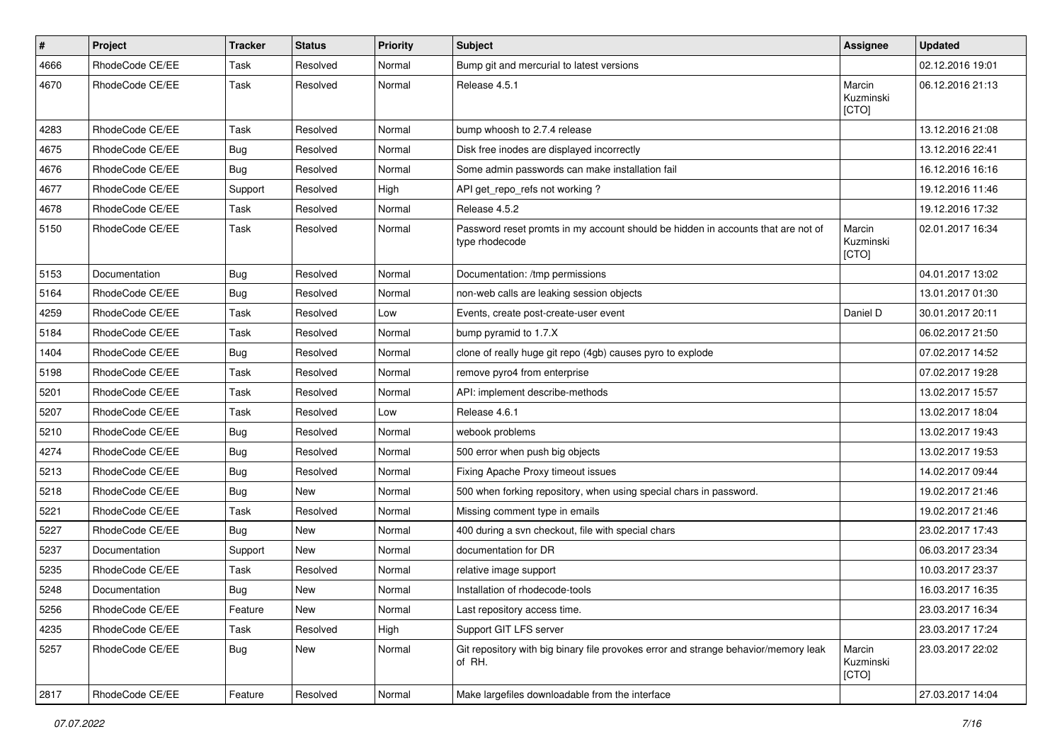| # | Project | Tracker | Status | Priority | Subject | Assignee | Updated |
|---|---|---|---|---|---|---|---|
| 4666 | RhodeCode CE/EE | Task | Resolved | Normal | Bump git and mercurial to latest versions | | 02.12.2016 19:01 |
| 4670 | RhodeCode CE/EE | Task | Resolved | Normal | Release 4.5.1 | Marcin Kuzminski [CTO] | 06.12.2016 21:13 |
| 4283 | RhodeCode CE/EE | Task | Resolved | Normal | bump whoosh to 2.7.4 release | | 13.12.2016 21:08 |
| 4675 | RhodeCode CE/EE | Bug | Resolved | Normal | Disk free inodes are displayed incorrectly | | 13.12.2016 22:41 |
| 4676 | RhodeCode CE/EE | Bug | Resolved | Normal | Some admin passwords can make installation fail | | 16.12.2016 16:16 |
| 4677 | RhodeCode CE/EE | Support | Resolved | High | API get_repo_refs not working ? | | 19.12.2016 11:46 |
| 4678 | RhodeCode CE/EE | Task | Resolved | Normal | Release 4.5.2 | | 19.12.2016 17:32 |
| 5150 | RhodeCode CE/EE | Task | Resolved | Normal | Password reset promts in my account should be hidden in accounts that are not of type rhodecode | Marcin Kuzminski [CTO] | 02.01.2017 16:34 |
| 5153 | Documentation | Bug | Resolved | Normal | Documentation: /tmp permissions | | 04.01.2017 13:02 |
| 5164 | RhodeCode CE/EE | Bug | Resolved | Normal | non-web calls are leaking session objects | | 13.01.2017 01:30 |
| 4259 | RhodeCode CE/EE | Task | Resolved | Low | Events, create post-create-user event | Daniel D | 30.01.2017 20:11 |
| 5184 | RhodeCode CE/EE | Task | Resolved | Normal | bump pyramid to 1.7.X | | 06.02.2017 21:50 |
| 1404 | RhodeCode CE/EE | Bug | Resolved | Normal | clone of really huge git repo (4gb) causes pyro to explode | | 07.02.2017 14:52 |
| 5198 | RhodeCode CE/EE | Task | Resolved | Normal | remove pyro4 from enterprise | | 07.02.2017 19:28 |
| 5201 | RhodeCode CE/EE | Task | Resolved | Normal | API: implement describe-methods | | 13.02.2017 15:57 |
| 5207 | RhodeCode CE/EE | Task | Resolved | Low | Release 4.6.1 | | 13.02.2017 18:04 |
| 5210 | RhodeCode CE/EE | Bug | Resolved | Normal | webook problems | | 13.02.2017 19:43 |
| 4274 | RhodeCode CE/EE | Bug | Resolved | Normal | 500 error when push big objects | | 13.02.2017 19:53 |
| 5213 | RhodeCode CE/EE | Bug | Resolved | Normal | Fixing Apache Proxy timeout issues | | 14.02.2017 09:44 |
| 5218 | RhodeCode CE/EE | Bug | New | Normal | 500 when forking repository, when using special chars in password. | | 19.02.2017 21:46 |
| 5221 | RhodeCode CE/EE | Task | Resolved | Normal | Missing comment type in emails | | 19.02.2017 21:46 |
| 5227 | RhodeCode CE/EE | Bug | New | Normal | 400 during a svn checkout, file with special chars | | 23.02.2017 17:43 |
| 5237 | Documentation | Support | New | Normal | documentation for DR | | 06.03.2017 23:34 |
| 5235 | RhodeCode CE/EE | Task | Resolved | Normal | relative image support | | 10.03.2017 23:37 |
| 5248 | Documentation | Bug | New | Normal | Installation of rhodecode-tools | | 16.03.2017 16:35 |
| 5256 | RhodeCode CE/EE | Feature | New | Normal | Last repository access time. | | 23.03.2017 16:34 |
| 4235 | RhodeCode CE/EE | Task | Resolved | High | Support GIT LFS server | | 23.03.2017 17:24 |
| 5257 | RhodeCode CE/EE | Bug | New | Normal | Git repository with big binary file provokes error and strange behavior/memory leak of RH. | Marcin Kuzminski [CTO] | 23.03.2017 22:02 |
| 2817 | RhodeCode CE/EE | Feature | Resolved | Normal | Make largefiles downloadable from the interface | | 27.03.2017 14:04 |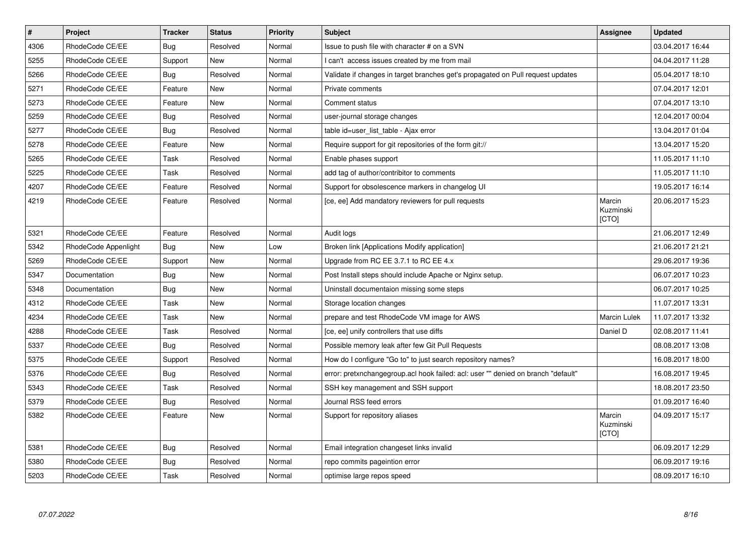| # | Project | Tracker | Status | Priority | Subject | Assignee | Updated |
|---|---|---|---|---|---|---|---|
| 4306 | RhodeCode CE/EE | Bug | Resolved | Normal | Issue to push file with character # on a SVN | | 03.04.2017 16:44 |
| 5255 | RhodeCode CE/EE | Support | New | Normal | I can't  access issues created by me from mail | | 04.04.2017 11:28 |
| 5266 | RhodeCode CE/EE | Bug | Resolved | Normal | Validate if changes in target branches get's propagated on Pull request updates | | 05.04.2017 18:10 |
| 5271 | RhodeCode CE/EE | Feature | New | Normal | Private comments | | 07.04.2017 12:01 |
| 5273 | RhodeCode CE/EE | Feature | New | Normal | Comment status | | 07.04.2017 13:10 |
| 5259 | RhodeCode CE/EE | Bug | Resolved | Normal | user-journal storage changes | | 12.04.2017 00:04 |
| 5277 | RhodeCode CE/EE | Bug | Resolved | Normal | table id=user_list_table - Ajax error | | 13.04.2017 01:04 |
| 5278 | RhodeCode CE/EE | Feature | New | Normal | Require support for git repositories of the form git:// | | 13.04.2017 15:20 |
| 5265 | RhodeCode CE/EE | Task | Resolved | Normal | Enable phases support | | 11.05.2017 11:10 |
| 5225 | RhodeCode CE/EE | Task | Resolved | Normal | add tag of author/contribitor to comments | | 11.05.2017 11:10 |
| 4207 | RhodeCode CE/EE | Feature | Resolved | Normal | Support for obsolescence markers in changelog UI | | 19.05.2017 16:14 |
| 4219 | RhodeCode CE/EE | Feature | Resolved | Normal | [ce, ee] Add mandatory reviewers for pull requests | Marcin Kuzminski [CTO] | 20.06.2017 15:23 |
| 5321 | RhodeCode CE/EE | Feature | Resolved | Normal | Audit logs | | 21.06.2017 12:49 |
| 5342 | RhodeCode Appenlight | Bug | New | Low | Broken link [Applications Modify application] | | 21.06.2017 21:21 |
| 5269 | RhodeCode CE/EE | Support | New | Normal | Upgrade from RC EE 3.7.1 to RC EE 4.x | | 29.06.2017 19:36 |
| 5347 | Documentation | Bug | New | Normal | Post Install steps should include Apache or Nginx setup. | | 06.07.2017 10:23 |
| 5348 | Documentation | Bug | New | Normal | Uninstall documentaion missing some steps | | 06.07.2017 10:25 |
| 4312 | RhodeCode CE/EE | Task | New | Normal | Storage location changes | | 11.07.2017 13:31 |
| 4234 | RhodeCode CE/EE | Task | New | Normal | prepare and test RhodeCode VM image for AWS | Marcin Lulek | 11.07.2017 13:32 |
| 4288 | RhodeCode CE/EE | Task | Resolved | Normal | [ce, ee] unify controllers that use diffs | Daniel D | 02.08.2017 11:41 |
| 5337 | RhodeCode CE/EE | Bug | Resolved | Normal | Possible memory leak after few Git Pull Requests | | 08.08.2017 13:08 |
| 5375 | RhodeCode CE/EE | Support | Resolved | Normal | How do I configure "Go to" to just search repository names? | | 16.08.2017 18:00 |
| 5376 | RhodeCode CE/EE | Bug | Resolved | Normal | error: pretxnchangegroup.acl hook failed: acl: user "" denied on branch "default" | | 16.08.2017 19:45 |
| 5343 | RhodeCode CE/EE | Task | Resolved | Normal | SSH key management and SSH support | | 18.08.2017 23:50 |
| 5379 | RhodeCode CE/EE | Bug | Resolved | Normal | Journal RSS feed errors | | 01.09.2017 16:40 |
| 5382 | RhodeCode CE/EE | Feature | New | Normal | Support for repository aliases | Marcin Kuzminski [CTO] | 04.09.2017 15:17 |
| 5381 | RhodeCode CE/EE | Bug | Resolved | Normal | Email integration changeset links invalid | | 06.09.2017 12:29 |
| 5380 | RhodeCode CE/EE | Bug | Resolved | Normal | repo commits pageintion error | | 06.09.2017 19:16 |
| 5203 | RhodeCode CE/EE | Task | Resolved | Normal | optimise large repos speed | | 08.09.2017 16:10 |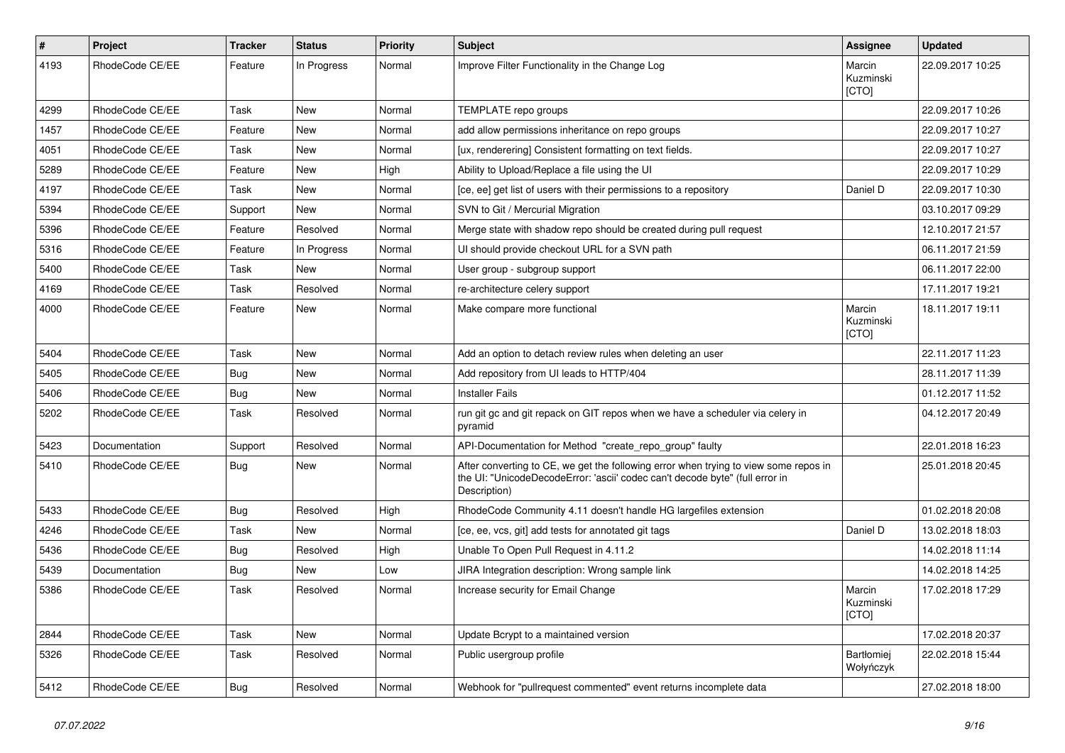| # | Project | Tracker | Status | Priority | Subject | Assignee | Updated |
|---|---|---|---|---|---|---|---|
| 4193 | RhodeCode CE/EE | Feature | In Progress | Normal | Improve Filter Functionality in the Change Log | Marcin Kuzminski [CTO] | 22.09.2017 10:25 |
| 4299 | RhodeCode CE/EE | Task | New | Normal | TEMPLATE repo groups | | 22.09.2017 10:26 |
| 1457 | RhodeCode CE/EE | Feature | New | Normal | add allow permissions inheritance on repo groups | | 22.09.2017 10:27 |
| 4051 | RhodeCode CE/EE | Task | New | Normal | [ux, renderering] Consistent formatting on text fields. | | 22.09.2017 10:27 |
| 5289 | RhodeCode CE/EE | Feature | New | High | Ability to Upload/Replace a file using the UI | | 22.09.2017 10:29 |
| 4197 | RhodeCode CE/EE | Task | New | Normal | [ce, ee] get list of users with their permissions to a repository | Daniel D | 22.09.2017 10:30 |
| 5394 | RhodeCode CE/EE | Support | New | Normal | SVN to Git / Mercurial Migration | | 03.10.2017 09:29 |
| 5396 | RhodeCode CE/EE | Feature | Resolved | Normal | Merge state with shadow repo should be created during pull request | | 12.10.2017 21:57 |
| 5316 | RhodeCode CE/EE | Feature | In Progress | Normal | UI should provide checkout URL for a SVN path | | 06.11.2017 21:59 |
| 5400 | RhodeCode CE/EE | Task | New | Normal | User group - subgroup support | | 06.11.2017 22:00 |
| 4169 | RhodeCode CE/EE | Task | Resolved | Normal | re-architecture celery support | | 17.11.2017 19:21 |
| 4000 | RhodeCode CE/EE | Feature | New | Normal | Make compare more functional | Marcin Kuzminski [CTO] | 18.11.2017 19:11 |
| 5404 | RhodeCode CE/EE | Task | New | Normal | Add an option to detach review rules when deleting an user | | 22.11.2017 11:23 |
| 5405 | RhodeCode CE/EE | Bug | New | Normal | Add repository from UI leads to HTTP/404 | | 28.11.2017 11:39 |
| 5406 | RhodeCode CE/EE | Bug | New | Normal | Installer Fails | | 01.12.2017 11:52 |
| 5202 | RhodeCode CE/EE | Task | Resolved | Normal | run git gc and git repack on GIT repos when we have a scheduler via celery in pyramid | | 04.12.2017 20:49 |
| 5423 | Documentation | Support | Resolved | Normal | API-Documentation for Method "create_repo_group" faulty | | 22.01.2018 16:23 |
| 5410 | RhodeCode CE/EE | Bug | New | Normal | After converting to CE, we get the following error when trying to view some repos in the UI: "UnicodeDecodeError: 'ascii' codec can't decode byte" (full error in Description) | | 25.01.2018 20:45 |
| 5433 | RhodeCode CE/EE | Bug | Resolved | High | RhodeCode Community 4.11 doesn't handle HG largefiles extension | | 01.02.2018 20:08 |
| 4246 | RhodeCode CE/EE | Task | New | Normal | [ce, ee, vcs, git] add tests for annotated git tags | Daniel D | 13.02.2018 18:03 |
| 5436 | RhodeCode CE/EE | Bug | Resolved | High | Unable To Open Pull Request in 4.11.2 | | 14.02.2018 11:14 |
| 5439 | Documentation | Bug | New | Low | JIRA Integration description: Wrong sample link | | 14.02.2018 14:25 |
| 5386 | RhodeCode CE/EE | Task | Resolved | Normal | Increase security for Email Change | Marcin Kuzminski [CTO] | 17.02.2018 17:29 |
| 2844 | RhodeCode CE/EE | Task | New | Normal | Update Bcrypt to a maintained version | | 17.02.2018 20:37 |
| 5326 | RhodeCode CE/EE | Task | Resolved | Normal | Public usergroup profile | Bartłomiej Wołyńczyk | 22.02.2018 15:44 |
| 5412 | RhodeCode CE/EE | Bug | Resolved | Normal | Webhook for "pullrequest commented" event returns incomplete data | | 27.02.2018 18:00 |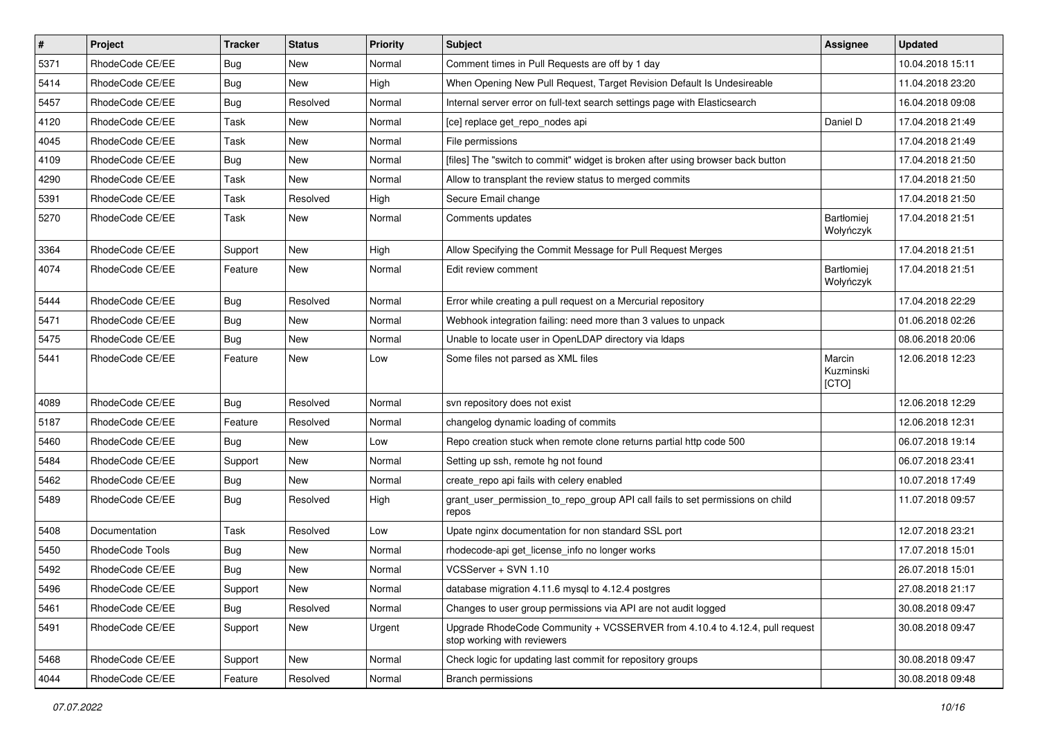| # | Project | Tracker | Status | Priority | Subject | Assignee | Updated |
|---|---|---|---|---|---|---|---|
| 5371 | RhodeCode CE/EE | Bug | New | Normal | Comment times in Pull Requests are off by 1 day | | 10.04.2018 15:11 |
| 5414 | RhodeCode CE/EE | Bug | New | High | When Opening New Pull Request, Target Revision Default Is Undesireable | | 11.04.2018 23:20 |
| 5457 | RhodeCode CE/EE | Bug | Resolved | Normal | Internal server error on full-text search settings page with Elasticsearch | | 16.04.2018 09:08 |
| 4120 | RhodeCode CE/EE | Task | New | Normal | [ce] replace get_repo_nodes api | Daniel D | 17.04.2018 21:49 |
| 4045 | RhodeCode CE/EE | Task | New | Normal | File permissions | | 17.04.2018 21:49 |
| 4109 | RhodeCode CE/EE | Bug | New | Normal | [files] The "switch to commit" widget is broken after using browser back button | | 17.04.2018 21:50 |
| 4290 | RhodeCode CE/EE | Task | New | Normal | Allow to transplant the review status to merged commits | | 17.04.2018 21:50 |
| 5391 | RhodeCode CE/EE | Task | Resolved | High | Secure Email change | | 17.04.2018 21:50 |
| 5270 | RhodeCode CE/EE | Task | New | Normal | Comments updates | Bartłomiej Wołyńczyk | 17.04.2018 21:51 |
| 3364 | RhodeCode CE/EE | Support | New | High | Allow Specifying the Commit Message for Pull Request Merges | | 17.04.2018 21:51 |
| 4074 | RhodeCode CE/EE | Feature | New | Normal | Edit review comment | Bartłomiej Wołyńczyk | 17.04.2018 21:51 |
| 5444 | RhodeCode CE/EE | Bug | Resolved | Normal | Error while creating a pull request on a Mercurial repository | | 17.04.2018 22:29 |
| 5471 | RhodeCode CE/EE | Bug | New | Normal | Webhook integration failing: need more than 3 values to unpack | | 01.06.2018 02:26 |
| 5475 | RhodeCode CE/EE | Bug | New | Normal | Unable to locate user in OpenLDAP directory via ldaps | | 08.06.2018 20:06 |
| 5441 | RhodeCode CE/EE | Feature | New | Low | Some files not parsed as XML files | Marcin Kuzminski [CTO] | 12.06.2018 12:23 |
| 4089 | RhodeCode CE/EE | Bug | Resolved | Normal | svn repository does not exist | | 12.06.2018 12:29 |
| 5187 | RhodeCode CE/EE | Feature | Resolved | Normal | changelog dynamic loading of commits | | 12.06.2018 12:31 |
| 5460 | RhodeCode CE/EE | Bug | New | Low | Repo creation stuck when remote clone returns partial http code 500 | | 06.07.2018 19:14 |
| 5484 | RhodeCode CE/EE | Support | New | Normal | Setting up ssh, remote hg not found | | 06.07.2018 23:41 |
| 5462 | RhodeCode CE/EE | Bug | New | Normal | create_repo api fails with celery enabled | | 10.07.2018 17:49 |
| 5489 | RhodeCode CE/EE | Bug | Resolved | High | grant_user_permission_to_repo_group API call fails to set permissions on child repos | | 11.07.2018 09:57 |
| 5408 | Documentation | Task | Resolved | Low | Upate nginx documentation for non standard SSL port | | 12.07.2018 23:21 |
| 5450 | RhodeCode Tools | Bug | New | Normal | rhodecode-api get_license_info no longer works | | 17.07.2018 15:01 |
| 5492 | RhodeCode CE/EE | Bug | New | Normal | VCSServer + SVN 1.10 | | 26.07.2018 15:01 |
| 5496 | RhodeCode CE/EE | Support | New | Normal | database migration 4.11.6 mysql to 4.12.4 postgres | | 27.08.2018 21:17 |
| 5461 | RhodeCode CE/EE | Bug | Resolved | Normal | Changes to user group permissions via API are not audit logged | | 30.08.2018 09:47 |
| 5491 | RhodeCode CE/EE | Support | New | Urgent | Upgrade RhodeCode Community + VCSSERVER from 4.10.4 to 4.12.4, pull request stop working with reviewers | | 30.08.2018 09:47 |
| 5468 | RhodeCode CE/EE | Support | New | Normal | Check logic for updating last commit for repository groups | | 30.08.2018 09:47 |
| 4044 | RhodeCode CE/EE | Feature | Resolved | Normal | Branch permissions | | 30.08.2018 09:48 |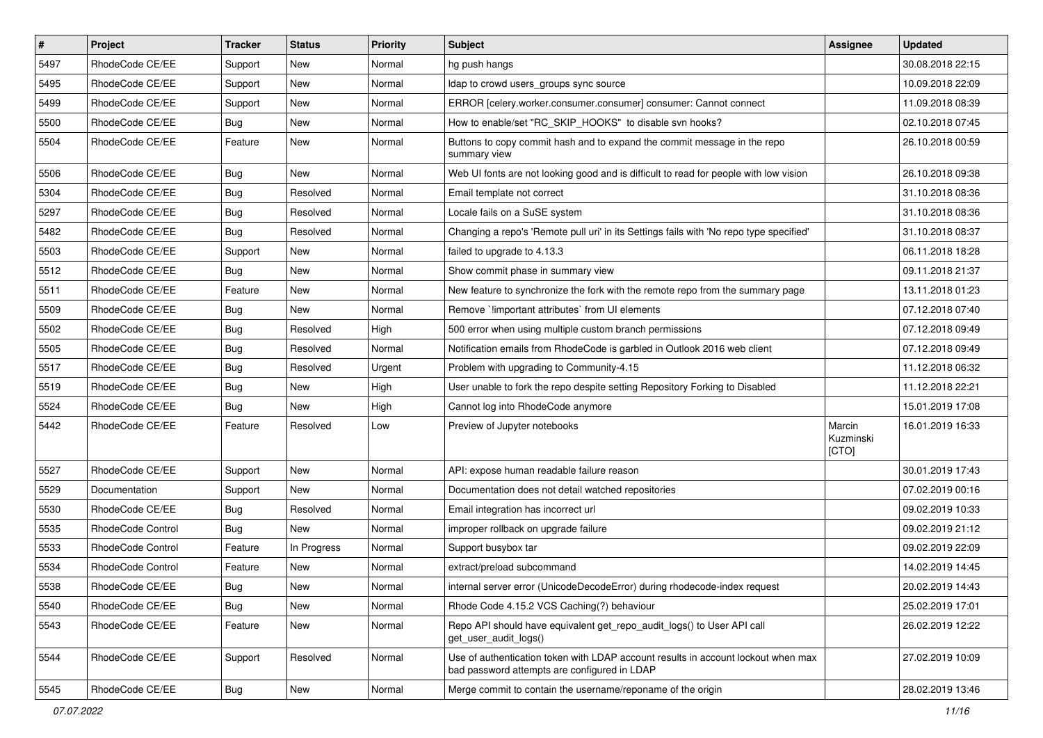| # | Project | Tracker | Status | Priority | Subject | Assignee | Updated |
|---|---|---|---|---|---|---|---|
| 5497 | RhodeCode CE/EE | Support | New | Normal | hg push hangs | | 30.08.2018 22:15 |
| 5495 | RhodeCode CE/EE | Support | New | Normal | ldap to crowd users_groups sync source | | 10.09.2018 22:09 |
| 5499 | RhodeCode CE/EE | Support | New | Normal | ERROR [celery.worker.consumer.consumer] consumer: Cannot connect | | 11.09.2018 08:39 |
| 5500 | RhodeCode CE/EE | Bug | New | Normal | How to enable/set "RC_SKIP_HOOKS" to disable svn hooks? | | 02.10.2018 07:45 |
| 5504 | RhodeCode CE/EE | Feature | New | Normal | Buttons to copy commit hash and to expand the commit message in the repo summary view | | 26.10.2018 00:59 |
| 5506 | RhodeCode CE/EE | Bug | New | Normal | Web UI fonts are not looking good and is difficult to read for people with low vision | | 26.10.2018 09:38 |
| 5304 | RhodeCode CE/EE | Bug | Resolved | Normal | Email template not correct | | 31.10.2018 08:36 |
| 5297 | RhodeCode CE/EE | Bug | Resolved | Normal | Locale fails on a SuSE system | | 31.10.2018 08:36 |
| 5482 | RhodeCode CE/EE | Bug | Resolved | Normal | Changing a repo's 'Remote pull uri' in its Settings fails with 'No repo type specified' | | 31.10.2018 08:37 |
| 5503 | RhodeCode CE/EE | Support | New | Normal | failed to upgrade to 4.13.3 | | 06.11.2018 18:28 |
| 5512 | RhodeCode CE/EE | Bug | New | Normal | Show commit phase in summary view | | 09.11.2018 21:37 |
| 5511 | RhodeCode CE/EE | Feature | New | Normal | New feature to synchronize the fork with the remote repo from the summary page | | 13.11.2018 01:23 |
| 5509 | RhodeCode CE/EE | Bug | New | Normal | Remove `!important attributes` from UI elements | | 07.12.2018 07:40 |
| 5502 | RhodeCode CE/EE | Bug | Resolved | High | 500 error when using multiple custom branch permissions | | 07.12.2018 09:49 |
| 5505 | RhodeCode CE/EE | Bug | Resolved | Normal | Notification emails from RhodeCode is garbled in Outlook 2016 web client | | 07.12.2018 09:49 |
| 5517 | RhodeCode CE/EE | Bug | Resolved | Urgent | Problem with upgrading to Community-4.15 | | 11.12.2018 06:32 |
| 5519 | RhodeCode CE/EE | Bug | New | High | User unable to fork the repo despite setting Repository Forking to Disabled | | 11.12.2018 22:21 |
| 5524 | RhodeCode CE/EE | Bug | New | High | Cannot log into RhodeCode anymore | | 15.01.2019 17:08 |
| 5442 | RhodeCode CE/EE | Feature | Resolved | Low | Preview of Jupyter notebooks | Marcin Kuzminski [CTO] | 16.01.2019 16:33 |
| 5527 | RhodeCode CE/EE | Support | New | Normal | API: expose human readable failure reason | | 30.01.2019 17:43 |
| 5529 | Documentation | Support | New | Normal | Documentation does not detail watched repositories | | 07.02.2019 00:16 |
| 5530 | RhodeCode CE/EE | Bug | Resolved | Normal | Email integration has incorrect url | | 09.02.2019 10:33 |
| 5535 | RhodeCode Control | Bug | New | Normal | improper rollback on upgrade failure | | 09.02.2019 21:12 |
| 5533 | RhodeCode Control | Feature | In Progress | Normal | Support busybox tar | | 09.02.2019 22:09 |
| 5534 | RhodeCode Control | Feature | New | Normal | extract/preload subcommand | | 14.02.2019 14:45 |
| 5538 | RhodeCode CE/EE | Bug | New | Normal | internal server error (UnicodeDecodeError) during rhodecode-index request | | 20.02.2019 14:43 |
| 5540 | RhodeCode CE/EE | Bug | New | Normal | Rhode Code 4.15.2 VCS Caching(?) behaviour | | 25.02.2019 17:01 |
| 5543 | RhodeCode CE/EE | Feature | New | Normal | Repo API should have equivalent get_repo_audit_logs() to User API call get_user_audit_logs() | | 26.02.2019 12:22 |
| 5544 | RhodeCode CE/EE | Support | Resolved | Normal | Use of authentication token with LDAP account results in account lockout when max bad password attempts are configured in LDAP | | 27.02.2019 10:09 |
| 5545 | RhodeCode CE/EE | Bug | New | Normal | Merge commit to contain the username/reponame of the origin | | 28.02.2019 13:46 |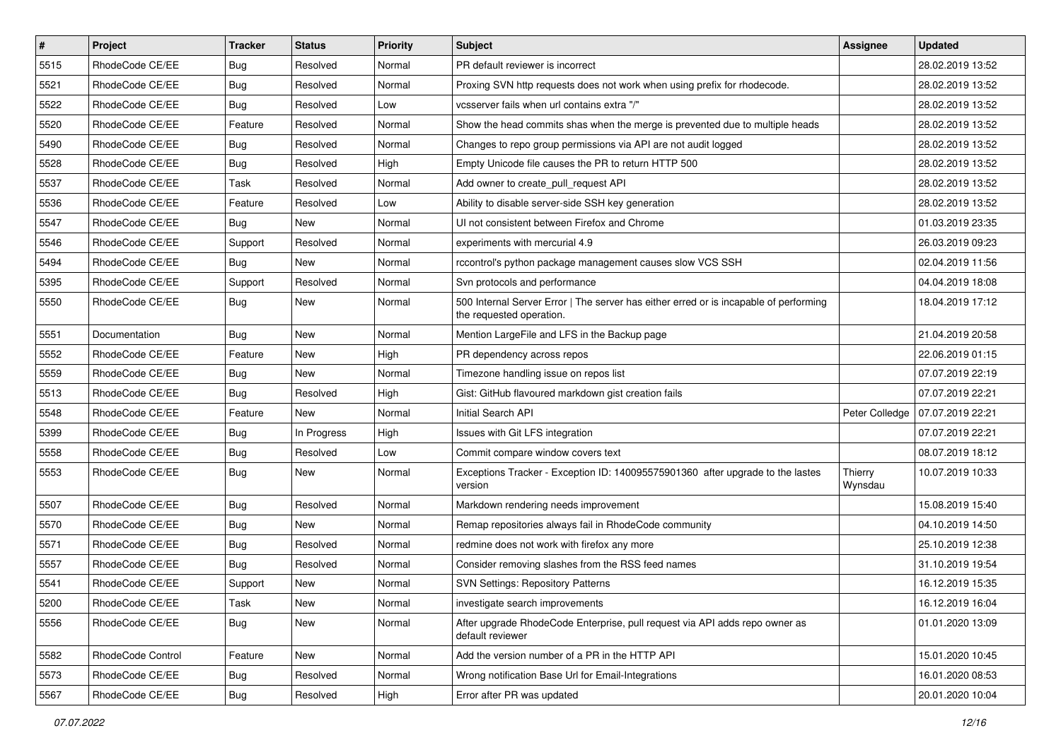| # | Project | Tracker | Status | Priority | Subject | Assignee | Updated |
|---|---|---|---|---|---|---|---|
| 5515 | RhodeCode CE/EE | Bug | Resolved | Normal | PR default reviewer is incorrect | | 28.02.2019 13:52 |
| 5521 | RhodeCode CE/EE | Bug | Resolved | Normal | Proxing SVN http requests does not work when using prefix for rhodecode. | | 28.02.2019 13:52 |
| 5522 | RhodeCode CE/EE | Bug | Resolved | Low | vcsserver fails when url contains extra "/" | | 28.02.2019 13:52 |
| 5520 | RhodeCode CE/EE | Feature | Resolved | Normal | Show the head commits shas when the merge is prevented due to multiple heads | | 28.02.2019 13:52 |
| 5490 | RhodeCode CE/EE | Bug | Resolved | Normal | Changes to repo group permissions via API are not audit logged | | 28.02.2019 13:52 |
| 5528 | RhodeCode CE/EE | Bug | Resolved | High | Empty Unicode file causes the PR to return HTTP 500 | | 28.02.2019 13:52 |
| 5537 | RhodeCode CE/EE | Task | Resolved | Normal | Add owner to create_pull_request API | | 28.02.2019 13:52 |
| 5536 | RhodeCode CE/EE | Feature | Resolved | Low | Ability to disable server-side SSH key generation | | 28.02.2019 13:52 |
| 5547 | RhodeCode CE/EE | Bug | New | Normal | UI not consistent between Firefox and Chrome | | 01.03.2019 23:35 |
| 5546 | RhodeCode CE/EE | Support | Resolved | Normal | experiments with mercurial 4.9 | | 26.03.2019 09:23 |
| 5494 | RhodeCode CE/EE | Bug | New | Normal | rccontrol's python package management causes slow VCS SSH | | 02.04.2019 11:56 |
| 5395 | RhodeCode CE/EE | Support | Resolved | Normal | Svn protocols and performance | | 04.04.2019 18:08 |
| 5550 | RhodeCode CE/EE | Bug | New | Normal | 500 Internal Server Error \| The server has either erred or is incapable of performing the requested operation. | | 18.04.2019 17:12 |
| 5551 | Documentation | Bug | New | Normal | Mention LargeFile and LFS in the Backup page | | 21.04.2019 20:58 |
| 5552 | RhodeCode CE/EE | Feature | New | High | PR dependency across repos | | 22.06.2019 01:15 |
| 5559 | RhodeCode CE/EE | Bug | New | Normal | Timezone handling issue on repos list | | 07.07.2019 22:19 |
| 5513 | RhodeCode CE/EE | Bug | Resolved | High | Gist: GitHub flavoured markdown gist creation fails | | 07.07.2019 22:21 |
| 5548 | RhodeCode CE/EE | Feature | New | Normal | Initial Search API | Peter Colledge | 07.07.2019 22:21 |
| 5399 | RhodeCode CE/EE | Bug | In Progress | High | Issues with Git LFS integration | | 07.07.2019 22:21 |
| 5558 | RhodeCode CE/EE | Bug | Resolved | Low | Commit compare window covers text | | 08.07.2019 18:12 |
| 5553 | RhodeCode CE/EE | Bug | New | Normal | Exceptions Tracker - Exception ID: 140095575901360 after upgrade to the lastes version | Thierry Wynsdau | 10.07.2019 10:33 |
| 5507 | RhodeCode CE/EE | Bug | Resolved | Normal | Markdown rendering needs improvement | | 15.08.2019 15:40 |
| 5570 | RhodeCode CE/EE | Bug | New | Normal | Remap repositories always fail in RhodeCode community | | 04.10.2019 14:50 |
| 5571 | RhodeCode CE/EE | Bug | Resolved | Normal | redmine does not work with firefox any more | | 25.10.2019 12:38 |
| 5557 | RhodeCode CE/EE | Bug | Resolved | Normal | Consider removing slashes from the RSS feed names | | 31.10.2019 19:54 |
| 5541 | RhodeCode CE/EE | Support | New | Normal | SVN Settings: Repository Patterns | | 16.12.2019 15:35 |
| 5200 | RhodeCode CE/EE | Task | New | Normal | investigate search improvements | | 16.12.2019 16:04 |
| 5556 | RhodeCode CE/EE | Bug | New | Normal | After upgrade RhodeCode Enterprise, pull request via API adds repo owner as default reviewer | | 01.01.2020 13:09 |
| 5582 | RhodeCode Control | Feature | New | Normal | Add the version number of a PR in the HTTP API | | 15.01.2020 10:45 |
| 5573 | RhodeCode CE/EE | Bug | Resolved | Normal | Wrong notification Base Url for Email-Integrations | | 16.01.2020 08:53 |
| 5567 | RhodeCode CE/EE | Bug | Resolved | High | Error after PR was updated | | 20.01.2020 10:04 |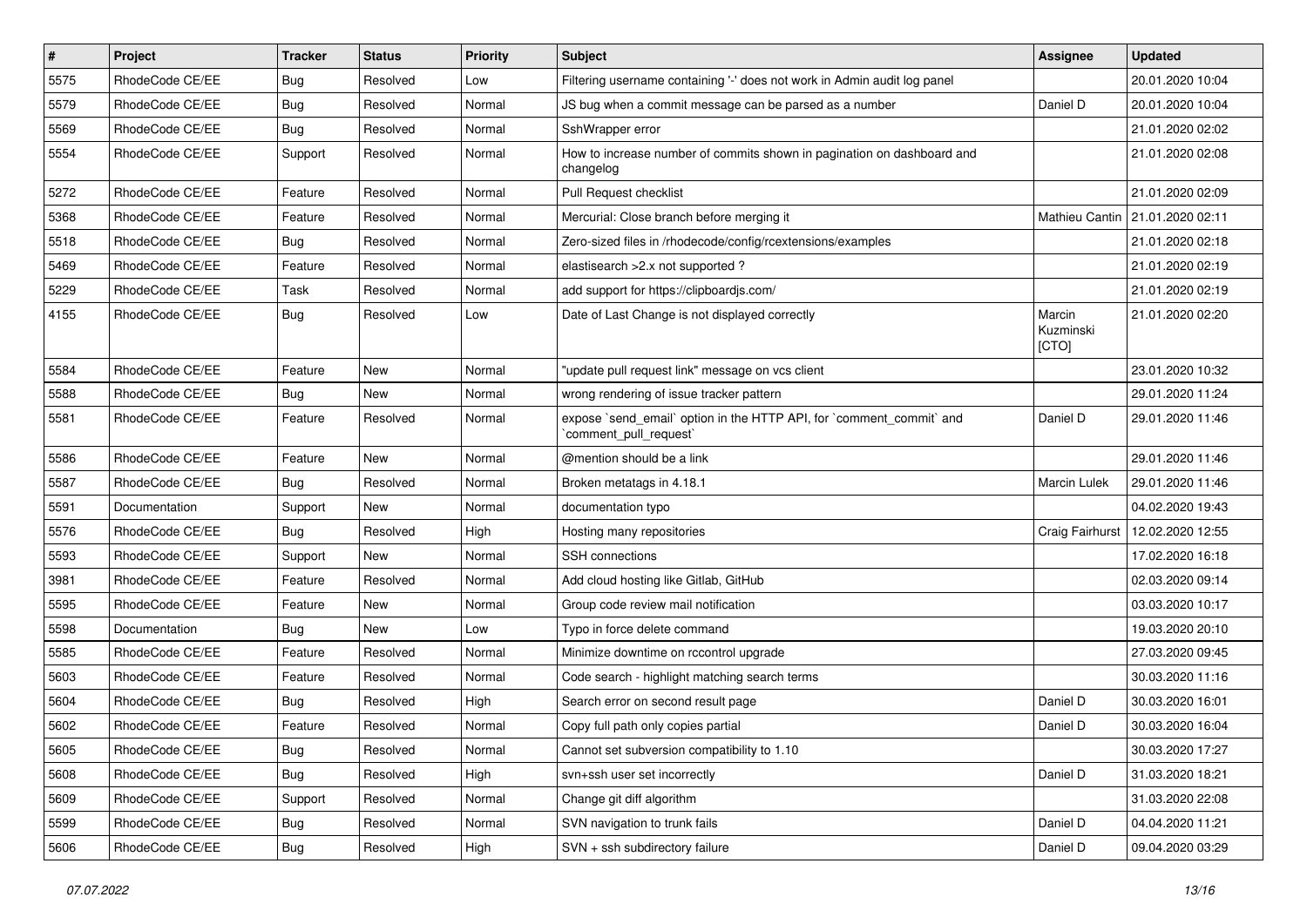| # | Project | Tracker | Status | Priority | Subject | Assignee | Updated |
|---|---|---|---|---|---|---|---|
| 5575 | RhodeCode CE/EE | Bug | Resolved | Low | Filtering username containing '-' does not work in Admin audit log panel | | 20.01.2020 10:04 |
| 5579 | RhodeCode CE/EE | Bug | Resolved | Normal | JS bug when a commit message can be parsed as a number | Daniel D | 20.01.2020 10:04 |
| 5569 | RhodeCode CE/EE | Bug | Resolved | Normal | SshWrapper error | | 21.01.2020 02:02 |
| 5554 | RhodeCode CE/EE | Support | Resolved | Normal | How to increase number of commits shown in pagination on dashboard and changelog | | 21.01.2020 02:08 |
| 5272 | RhodeCode CE/EE | Feature | Resolved | Normal | Pull Request checklist | | 21.01.2020 02:09 |
| 5368 | RhodeCode CE/EE | Feature | Resolved | Normal | Mercurial: Close branch before merging it | Mathieu Cantin | 21.01.2020 02:11 |
| 5518 | RhodeCode CE/EE | Bug | Resolved | Normal | Zero-sized files in /rhodecode/config/rcextensions/examples | | 21.01.2020 02:18 |
| 5469 | RhodeCode CE/EE | Feature | Resolved | Normal | elastisearch >2.x not supported ? | | 21.01.2020 02:19 |
| 5229 | RhodeCode CE/EE | Task | Resolved | Normal | add support for https://clipboardjs.com/ | | 21.01.2020 02:19 |
| 4155 | RhodeCode CE/EE | Bug | Resolved | Low | Date of Last Change is not displayed correctly | Marcin Kuzminski [CTO] | 21.01.2020 02:20 |
| 5584 | RhodeCode CE/EE | Feature | New | Normal | "update pull request link" message on vcs client | | 23.01.2020 10:32 |
| 5588 | RhodeCode CE/EE | Bug | New | Normal | wrong rendering of issue tracker pattern | | 29.01.2020 11:24 |
| 5581 | RhodeCode CE/EE | Feature | Resolved | Normal | expose `send_email` option in the HTTP API, for `comment_commit` and `comment_pull_request` | Daniel D | 29.01.2020 11:46 |
| 5586 | RhodeCode CE/EE | Feature | New | Normal | @mention should be a link | | 29.01.2020 11:46 |
| 5587 | RhodeCode CE/EE | Bug | Resolved | Normal | Broken metatags in 4.18.1 | Marcin Lulek | 29.01.2020 11:46 |
| 5591 | Documentation | Support | New | Normal | documentation typo | | 04.02.2020 19:43 |
| 5576 | RhodeCode CE/EE | Bug | Resolved | High | Hosting many repositories | Craig Fairhurst | 12.02.2020 12:55 |
| 5593 | RhodeCode CE/EE | Support | New | Normal | SSH connections | | 17.02.2020 16:18 |
| 3981 | RhodeCode CE/EE | Feature | Resolved | Normal | Add cloud hosting like Gitlab, GitHub | | 02.03.2020 09:14 |
| 5595 | RhodeCode CE/EE | Feature | New | Normal | Group code review mail notification | | 03.03.2020 10:17 |
| 5598 | Documentation | Bug | New | Low | Typo in force delete command | | 19.03.2020 20:10 |
| 5585 | RhodeCode CE/EE | Feature | Resolved | Normal | Minimize downtime on rccontrol upgrade | | 27.03.2020 09:45 |
| 5603 | RhodeCode CE/EE | Feature | Resolved | Normal | Code search - highlight matching search terms | | 30.03.2020 11:16 |
| 5604 | RhodeCode CE/EE | Bug | Resolved | High | Search error on second result page | Daniel D | 30.03.2020 16:01 |
| 5602 | RhodeCode CE/EE | Feature | Resolved | Normal | Copy full path only copies partial | Daniel D | 30.03.2020 16:04 |
| 5605 | RhodeCode CE/EE | Bug | Resolved | Normal | Cannot set subversion compatibility to 1.10 | | 30.03.2020 17:27 |
| 5608 | RhodeCode CE/EE | Bug | Resolved | High | svn+ssh user set incorrectly | Daniel D | 31.03.2020 18:21 |
| 5609 | RhodeCode CE/EE | Support | Resolved | Normal | Change git diff algorithm | | 31.03.2020 22:08 |
| 5599 | RhodeCode CE/EE | Bug | Resolved | Normal | SVN navigation to trunk fails | Daniel D | 04.04.2020 11:21 |
| 5606 | RhodeCode CE/EE | Bug | Resolved | High | SVN + ssh subdirectory failure | Daniel D | 09.04.2020 03:29 |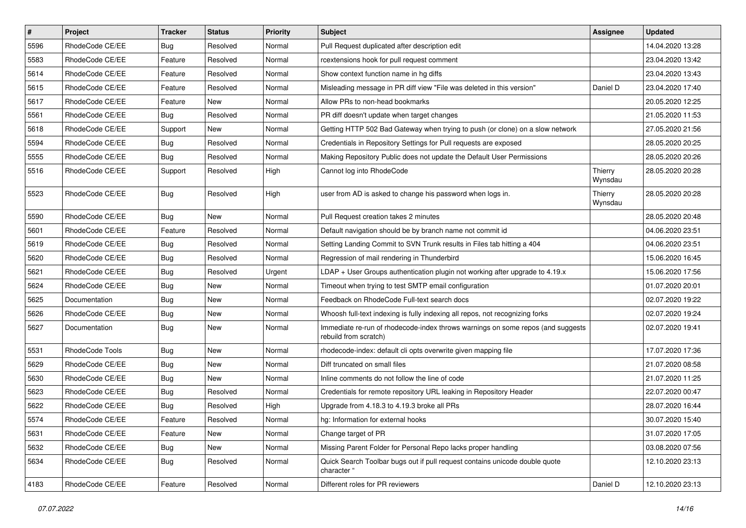| # | Project | Tracker | Status | Priority | Subject | Assignee | Updated |
|---|---|---|---|---|---|---|---|
| 5596 | RhodeCode CE/EE | Bug | Resolved | Normal | Pull Request duplicated after description edit | | 14.04.2020 13:28 |
| 5583 | RhodeCode CE/EE | Feature | Resolved | Normal | rcextensions hook for pull request comment | | 23.04.2020 13:42 |
| 5614 | RhodeCode CE/EE | Feature | Resolved | Normal | Show context function name in hg diffs | | 23.04.2020 13:43 |
| 5615 | RhodeCode CE/EE | Feature | Resolved | Normal | Misleading message in PR diff view "File was deleted in this version" | Daniel D | 23.04.2020 17:40 |
| 5617 | RhodeCode CE/EE | Feature | New | Normal | Allow PRs to non-head bookmarks | | 20.05.2020 12:25 |
| 5561 | RhodeCode CE/EE | Bug | Resolved | Normal | PR diff doesn't update when target changes | | 21.05.2020 11:53 |
| 5618 | RhodeCode CE/EE | Support | New | Normal | Getting HTTP 502 Bad Gateway when trying to push (or clone) on a slow network | | 27.05.2020 21:56 |
| 5594 | RhodeCode CE/EE | Bug | Resolved | Normal | Credentials in Repository Settings for Pull requests are exposed | | 28.05.2020 20:25 |
| 5555 | RhodeCode CE/EE | Bug | Resolved | Normal | Making Repository Public does not update the Default User Permissions | | 28.05.2020 20:26 |
| 5516 | RhodeCode CE/EE | Support | Resolved | High | Cannot log into RhodeCode | Thierry Wynsdau | 28.05.2020 20:28 |
| 5523 | RhodeCode CE/EE | Bug | Resolved | High | user from AD is asked to change his password when logs in. | Thierry Wynsdau | 28.05.2020 20:28 |
| 5590 | RhodeCode CE/EE | Bug | New | Normal | Pull Request creation takes 2 minutes | | 28.05.2020 20:48 |
| 5601 | RhodeCode CE/EE | Feature | Resolved | Normal | Default navigation should be by branch name not commit id | | 04.06.2020 23:51 |
| 5619 | RhodeCode CE/EE | Bug | Resolved | Normal | Setting Landing Commit to SVN Trunk results in Files tab hitting a 404 | | 04.06.2020 23:51 |
| 5620 | RhodeCode CE/EE | Bug | Resolved | Normal | Regression of mail rendering in Thunderbird | | 15.06.2020 16:45 |
| 5621 | RhodeCode CE/EE | Bug | Resolved | Urgent | LDAP + User Groups authentication plugin not working after upgrade to 4.19.x | | 15.06.2020 17:56 |
| 5624 | RhodeCode CE/EE | Bug | New | Normal | Timeout when trying to test SMTP email configuration | | 01.07.2020 20:01 |
| 5625 | Documentation | Bug | New | Normal | Feedback on RhodeCode Full-text search docs | | 02.07.2020 19:22 |
| 5626 | RhodeCode CE/EE | Bug | New | Normal | Whoosh full-text indexing is fully indexing all repos, not recognizing forks | | 02.07.2020 19:24 |
| 5627 | Documentation | Bug | New | Normal | Immediate re-run of rhodecode-index throws warnings on some repos (and suggests rebuild from scratch) | | 02.07.2020 19:41 |
| 5531 | RhodeCode Tools | Bug | New | Normal | rhodecode-index: default cli opts overwrite given mapping file | | 17.07.2020 17:36 |
| 5629 | RhodeCode CE/EE | Bug | New | Normal | Diff truncated on small files | | 21.07.2020 08:58 |
| 5630 | RhodeCode CE/EE | Bug | New | Normal | Inline comments do not follow the line of code | | 21.07.2020 11:25 |
| 5623 | RhodeCode CE/EE | Bug | Resolved | Normal | Credentials for remote repository URL leaking in Repository Header | | 22.07.2020 00:47 |
| 5622 | RhodeCode CE/EE | Bug | Resolved | High | Upgrade from 4.18.3 to 4.19.3 broke all PRs | | 28.07.2020 16:44 |
| 5574 | RhodeCode CE/EE | Feature | Resolved | Normal | hg: Information for external hooks | | 30.07.2020 15:40 |
| 5631 | RhodeCode CE/EE | Feature | New | Normal | Change target of PR | | 31.07.2020 17:05 |
| 5632 | RhodeCode CE/EE | Bug | New | Normal | Missing Parent Folder for Personal Repo lacks proper handling | | 03.08.2020 07:56 |
| 5634 | RhodeCode CE/EE | Bug | Resolved | Normal | Quick Search Toolbar bugs out if pull request contains unicode double quote character " | | 12.10.2020 23:13 |
| 4183 | RhodeCode CE/EE | Feature | Resolved | Normal | Different roles for PR reviewers | Daniel D | 12.10.2020 23:13 |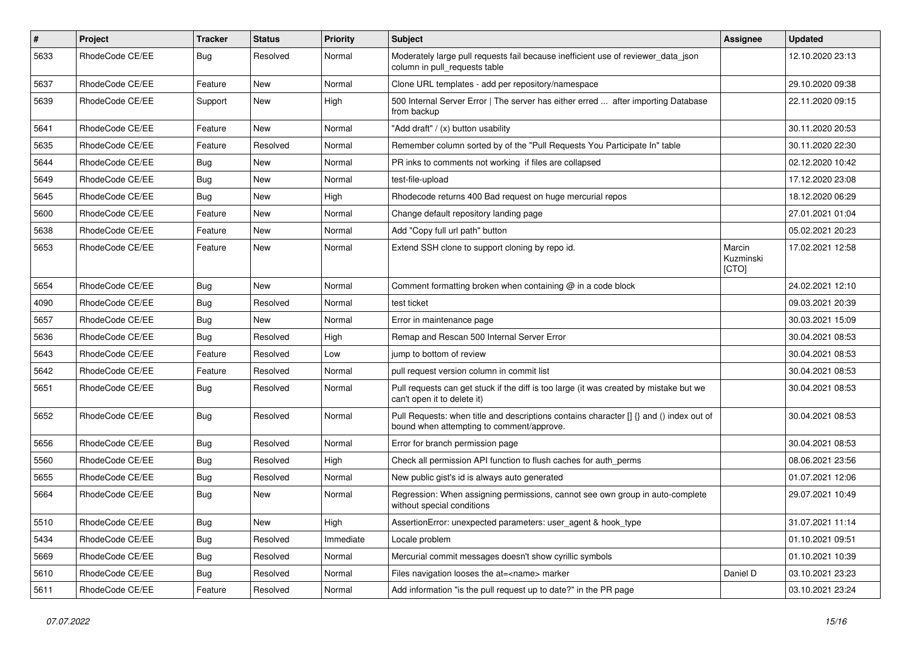| # | Project | Tracker | Status | Priority | Subject | Assignee | Updated |
|---|---|---|---|---|---|---|---|
| 5633 | RhodeCode CE/EE | Bug | Resolved | Normal | Moderately large pull requests fail because inefficient use of reviewer_data_json column in pull_requests table | | 12.10.2020 23:13 |
| 5637 | RhodeCode CE/EE | Feature | New | Normal | Clone URL templates - add per repository/namespace | | 29.10.2020 09:38 |
| 5639 | RhodeCode CE/EE | Support | New | High | 500 Internal Server Error \| The server has either erred ... after importing Database from backup | | 22.11.2020 09:15 |
| 5641 | RhodeCode CE/EE | Feature | New | Normal | "Add draft" / (x) button usability | | 30.11.2020 20:53 |
| 5635 | RhodeCode CE/EE | Feature | Resolved | Normal | Remember column sorted by of the "Pull Requests You Participate In" table | | 30.11.2020 22:30 |
| 5644 | RhodeCode CE/EE | Bug | New | Normal | PR inks to comments not working if files are collapsed | | 02.12.2020 10:42 |
| 5649 | RhodeCode CE/EE | Bug | New | Normal | test-file-upload | | 17.12.2020 23:08 |
| 5645 | RhodeCode CE/EE | Bug | New | High | Rhodecode returns 400 Bad request on huge mercurial repos | | 18.12.2020 06:29 |
| 5600 | RhodeCode CE/EE | Feature | New | Normal | Change default repository landing page | | 27.01.2021 01:04 |
| 5638 | RhodeCode CE/EE | Feature | New | Normal | Add "Copy full url path" button | | 05.02.2021 20:23 |
| 5653 | RhodeCode CE/EE | Feature | New | Normal | Extend SSH clone to support cloning by repo id. | Marcin Kuzminski [CTO] | 17.02.2021 12:58 |
| 5654 | RhodeCode CE/EE | Bug | New | Normal | Comment formatting broken when containing @ in a code block | | 24.02.2021 12:10 |
| 4090 | RhodeCode CE/EE | Bug | Resolved | Normal | test ticket | | 09.03.2021 20:39 |
| 5657 | RhodeCode CE/EE | Bug | New | Normal | Error in maintenance page | | 30.03.2021 15:09 |
| 5636 | RhodeCode CE/EE | Bug | Resolved | High | Remap and Rescan 500 Internal Server Error | | 30.04.2021 08:53 |
| 5643 | RhodeCode CE/EE | Feature | Resolved | Low | jump to bottom of review | | 30.04.2021 08:53 |
| 5642 | RhodeCode CE/EE | Feature | Resolved | Normal | pull request version column in commit list | | 30.04.2021 08:53 |
| 5651 | RhodeCode CE/EE | Bug | Resolved | Normal | Pull requests can get stuck if the diff is too large (it was created by mistake but we can't open it to delete it) | | 30.04.2021 08:53 |
| 5652 | RhodeCode CE/EE | Bug | Resolved | Normal | Pull Requests: when title and descriptions contains character [] {} and () index out of bound when attempting to comment/approve. | | 30.04.2021 08:53 |
| 5656 | RhodeCode CE/EE | Bug | Resolved | Normal | Error for branch permission page | | 30.04.2021 08:53 |
| 5560 | RhodeCode CE/EE | Bug | Resolved | High | Check all permission API function to flush caches for auth_perms | | 08.06.2021 23:56 |
| 5655 | RhodeCode CE/EE | Bug | Resolved | Normal | New public gist's id is always auto generated | | 01.07.2021 12:06 |
| 5664 | RhodeCode CE/EE | Bug | New | Normal | Regression: When assigning permissions, cannot see own group in auto-complete without special conditions | | 29.07.2021 10:49 |
| 5510 | RhodeCode CE/EE | Bug | New | High | AssertionError: unexpected parameters: user_agent & hook_type | | 31.07.2021 11:14 |
| 5434 | RhodeCode CE/EE | Bug | Resolved | Immediate | Locale problem | | 01.10.2021 09:51 |
| 5669 | RhodeCode CE/EE | Bug | Resolved | Normal | Mercurial commit messages doesn't show cyrillic symbols | | 01.10.2021 10:39 |
| 5610 | RhodeCode CE/EE | Bug | Resolved | Normal | Files navigation looses the at=<name> marker | Daniel D | 03.10.2021 23:23 |
| 5611 | RhodeCode CE/EE | Feature | Resolved | Normal | Add information "is the pull request up to date?" in the PR page | | 03.10.2021 23:24 |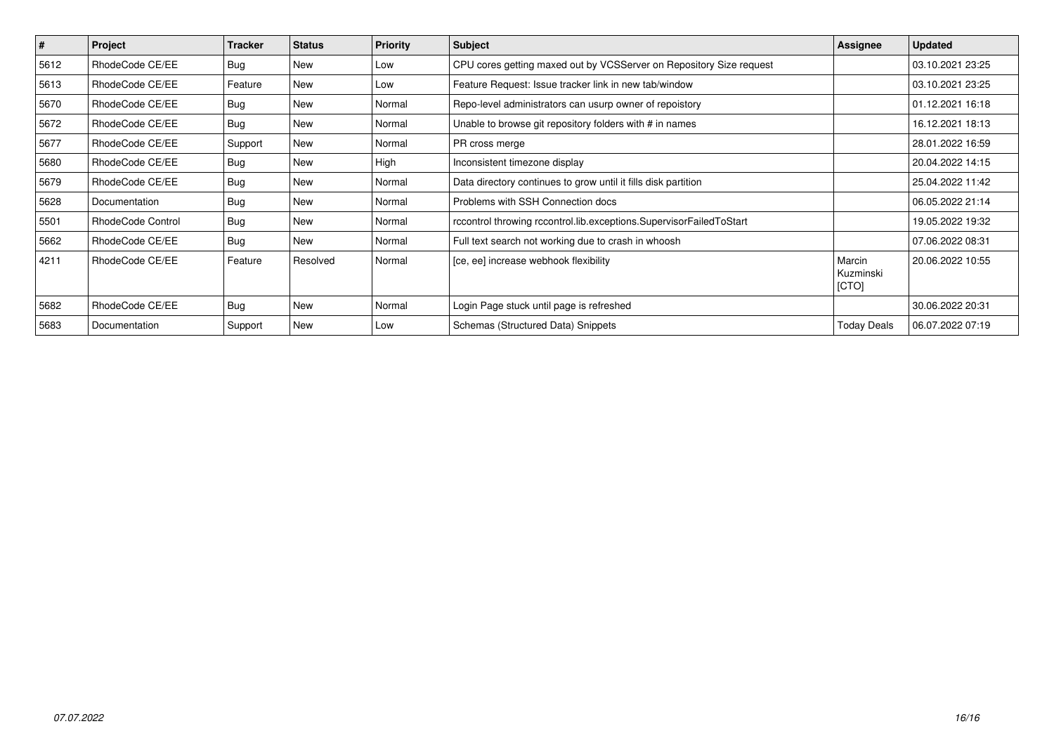| # | Project | Tracker | Status | Priority | Subject | Assignee | Updated |
|---|---|---|---|---|---|---|---|
| 5612 | RhodeCode CE/EE | Bug | New | Low | CPU cores getting maxed out by VCSServer on Repository Size request | | 03.10.2021 23:25 |
| 5613 | RhodeCode CE/EE | Feature | New | Low | Feature Request: Issue tracker link in new tab/window | | 03.10.2021 23:25 |
| 5670 | RhodeCode CE/EE | Bug | New | Normal | Repo-level administrators can usurp owner of repoistory | | 01.12.2021 16:18 |
| 5672 | RhodeCode CE/EE | Bug | New | Normal | Unable to browse git repository folders with # in names | | 16.12.2021 18:13 |
| 5677 | RhodeCode CE/EE | Support | New | Normal | PR cross merge | | 28.01.2022 16:59 |
| 5680 | RhodeCode CE/EE | Bug | New | High | Inconsistent timezone display | | 20.04.2022 14:15 |
| 5679 | RhodeCode CE/EE | Bug | New | Normal | Data directory continues to grow until it fills disk partition | | 25.04.2022 11:42 |
| 5628 | Documentation | Bug | New | Normal | Problems with SSH Connection docs | | 06.05.2022 21:14 |
| 5501 | RhodeCode Control | Bug | New | Normal | rccontrol throwing rccontrol.lib.exceptions.SupervisorFailedToStart | | 19.05.2022 19:32 |
| 5662 | RhodeCode CE/EE | Bug | New | Normal | Full text search not working due to crash in whoosh | | 07.06.2022 08:31 |
| 4211 | RhodeCode CE/EE | Feature | Resolved | Normal | [ce, ee] increase webhook flexibility | Marcin Kuzminski [CTO] | 20.06.2022 10:55 |
| 5682 | RhodeCode CE/EE | Bug | New | Normal | Login Page stuck until page is refreshed | | 30.06.2022 20:31 |
| 5683 | Documentation | Support | New | Low | Schemas (Structured Data) Snippets | Today Deals | 06.07.2022 07:19 |